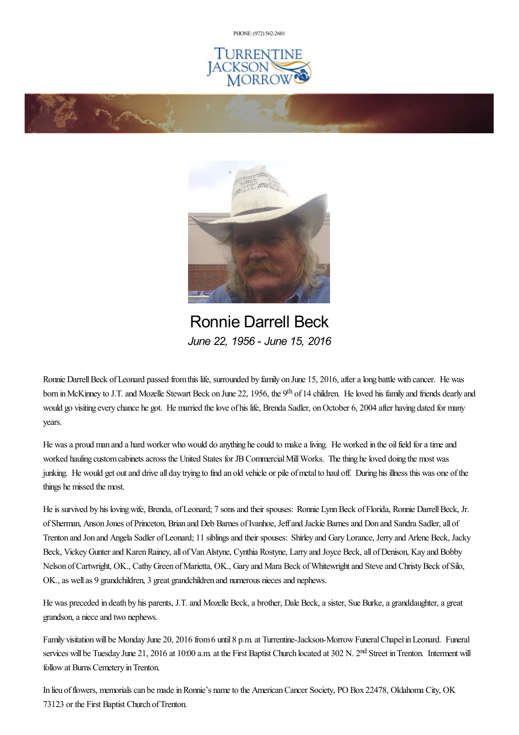PHONE: (972) 562-2601

TURRENTINE JACKSON MORROW

# Ronnie Darrell Beck

*June 22, 1956 - June 15, 2016*

Ronnie Darrell Beck of Leonard passed from this life, surrounded by family on June 15, 2016, after a long battle with cancer. He was born in McKinney to J.T. and Mozelle Stewart Beck on June 22, 1956, the 9th of 14 children. He loved his family and friends dearly and would go visiting every chance he got. He married the love of his life, Brenda Sadler, on October 6, 2004 after having dated for many years.

He was a proud man and a hard worker who would do anything he could to make a living. He worked in the oil field for a time and worked hauling custom cabinets across the United States for JB Commercial Mill Works. The thing he loved doing the most was junking. He would get out and drive all day trying to find an old vehicle or pile of metal to haul off. During his illness this was one of the things he missed the most.

He is survived by his loving wife, Brenda, of Leonard; 7 sons and their spouses: Ronnie Lynn Beck of Florida, Ronnie Darrell Beck, Jr. of Sherman, Anson Jones of Princeton, Brian and Deb Barnes of Ivanhoe, Jeff and Jackie Barnes and Don and Sandra Sadler, all of Trenton and Jon and Angela Sadler of Leonard; 11 siblings and their spouses: Shirley and Gary Lorance, Jerry and Arlene Beck, Jacky Beck, Vickey Gunter and Karen Rainey, all of Van Alstyne, Cynthia Rostyne, Larry and Joyce Beck, all of Denison, Kay and Bobby Nelson of Cartwright, OK., Cathy Green of Marietta, OK., Gary and Mara Beck of Whitewright and Steve and Christy Beck of Silo, OK., as well as 9 grandchildren, 3 great grandchildren and numerous nieces and nephews.

He was preceded in death by his parents, J.T. and Mozelle Beck, a brother, Dale Beck, a sister, Sue Burke, a granddaughter, a great grandson, a niece and two nephews.

Family visitation will be Monday June 20, 2016 from 6 until 8 p.m. at Turrentine-Jackson-Morrow Funeral Chapel in Leonard. Funeral services will be Tuesday June 21, 2016 at 10:00 a.m. at the First Baptist Church located at 302 N. 2nd Street in Trenton. Interment will follow at Burns Cemetery in Trenton.

In lieu of flowers, memorials can be made in Ronnie's name to the American Cancer Society, PO Box 22478, Oklahoma City, OK 73123 or the First Baptist Church of Trenton.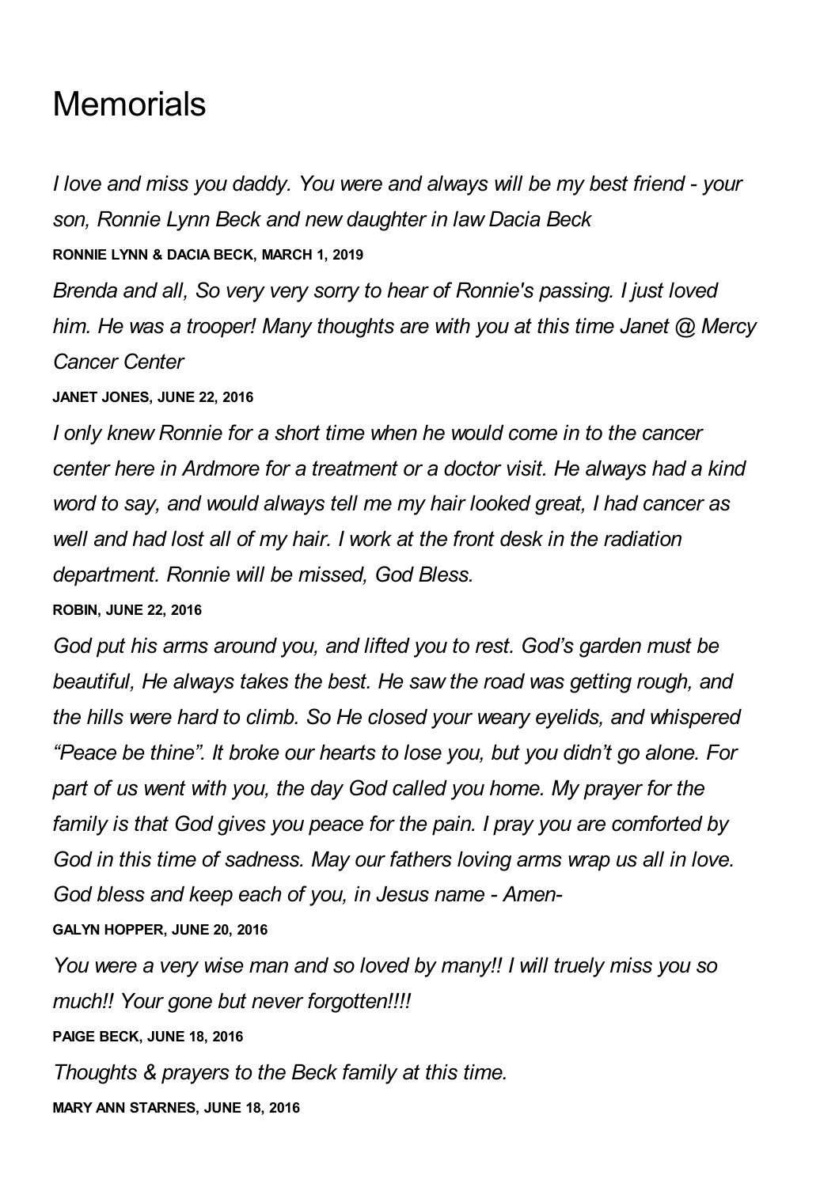# Memorials

*I love and miss you daddy. You were and always will be my best friend - your son, Ronnie Lynn Beck and new daughter in law Dacia Beck*

**RONNIE LYNN & DACIA BECK, MARCH 1, 2019**

*Brenda and all, So very very sorry to hear of Ronnie's passing. I just loved him. He was a trooper! Many thoughts are with you at this time Janet @ Mercy Cancer Center*

**JANET JONES, JUNE 22, 2016**

*I only knew Ronnie for a short time when he would come in to the cancer center here in Ardmore for a treatment or a doctor visit. He always had a kind word to say, and would always tell me my hair looked great, I had cancer as well and had lost all of my hair. I work at the front desk in the radiation department. Ronnie will be missed, God Bless.*

**ROBIN, JUNE 22, 2016**

*God put his arms around you, and lifted you to rest. God's garden must be beautiful, He always takes the best. He saw the road was getting rough, and the hills were hard to climb. So He closed your weary eyelids, and whispered "Peace be thine". It broke our hearts to lose you, but you didn't go alone. For part of us went with you, the day God called you home. My prayer for the family is that God gives you peace for the pain. I pray you are comforted by God in this time of sadness. May our fathers loving arms wrap us all in love. God bless and keep each of you, in Jesus name - Amen-*

**GALYN HOPPER, JUNE 20, 2016**

*You were a very wise man and so loved by many!! I will truely miss you so much!! Your gone but never forgotten!!!!*

**PAIGE BECK, JUNE 18, 2016**

*Thoughts & prayers to the Beck family at this time.*

**MARY ANN STARNES, JUNE 18, 2016**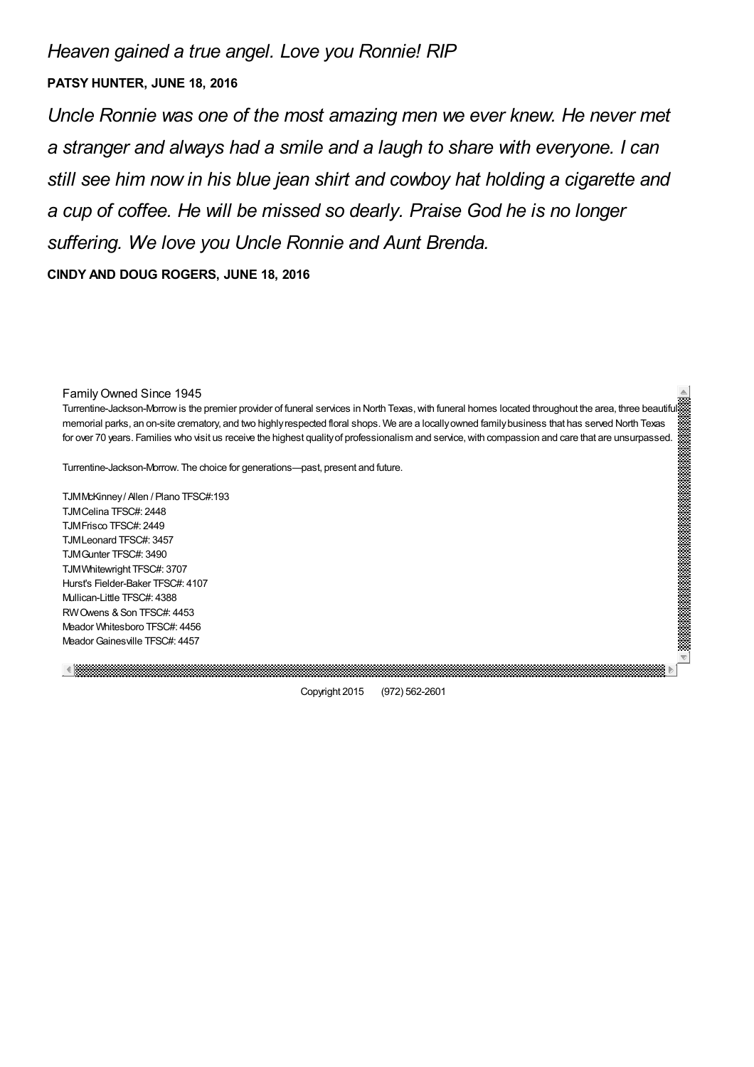*Heaven gained a true angel. Love you Ronnie! RIP*

**PATSY HUNTER, JUNE 18, 2016**

*Uncle Ronnie was one of the most amazing men we ever knew. He never met a stranger and always had a smile and a laugh to share with everyone. I can still see him now in his blue jean shirt and cowboy hat holding a cigarette and a cup of coffee. He will be missed so dearly. Praise God he is no longer suffering. We love you Uncle Ronnie and Aunt Brenda.*

**CINDY AND DOUG ROGERS, JUNE 18, 2016**

Family Owned Since 1945

Turrentine-Jackson-Morrow is the premier provider of funeral services in North Texas, with funeral homes located throughout the area, three beautiful memorial parks, an on-site crematory, and two highly respected floral shops. We are a locally owned family business that has served North Texas for over 70 years. Families who visit us receive the highest quality of professionalism and service, with compassion and care that are unsurpassed.

Turrentine-Jackson-Morrow. The choice for generations—past, present and future.

TJM McKinney / Allen / Plano TFSC#:193
TJM Celina TFSC#: 2448
TJM Frisco TFSC#: 2449
TJM Leonard TFSC#: 3457
TJM Gunter TFSC#: 3490
TJM Whitewright TFSC#: 3707
Hurst's Fielder-Baker TFSC#: 4107
Mullican-Little TFSC#: 4388
RW Owens & Son TFSC#: 4453
Meador Whitesboro TFSC#: 4456
Meador Gainesville TFSC#: 4457

Copyright 2015 (972) 562-2601